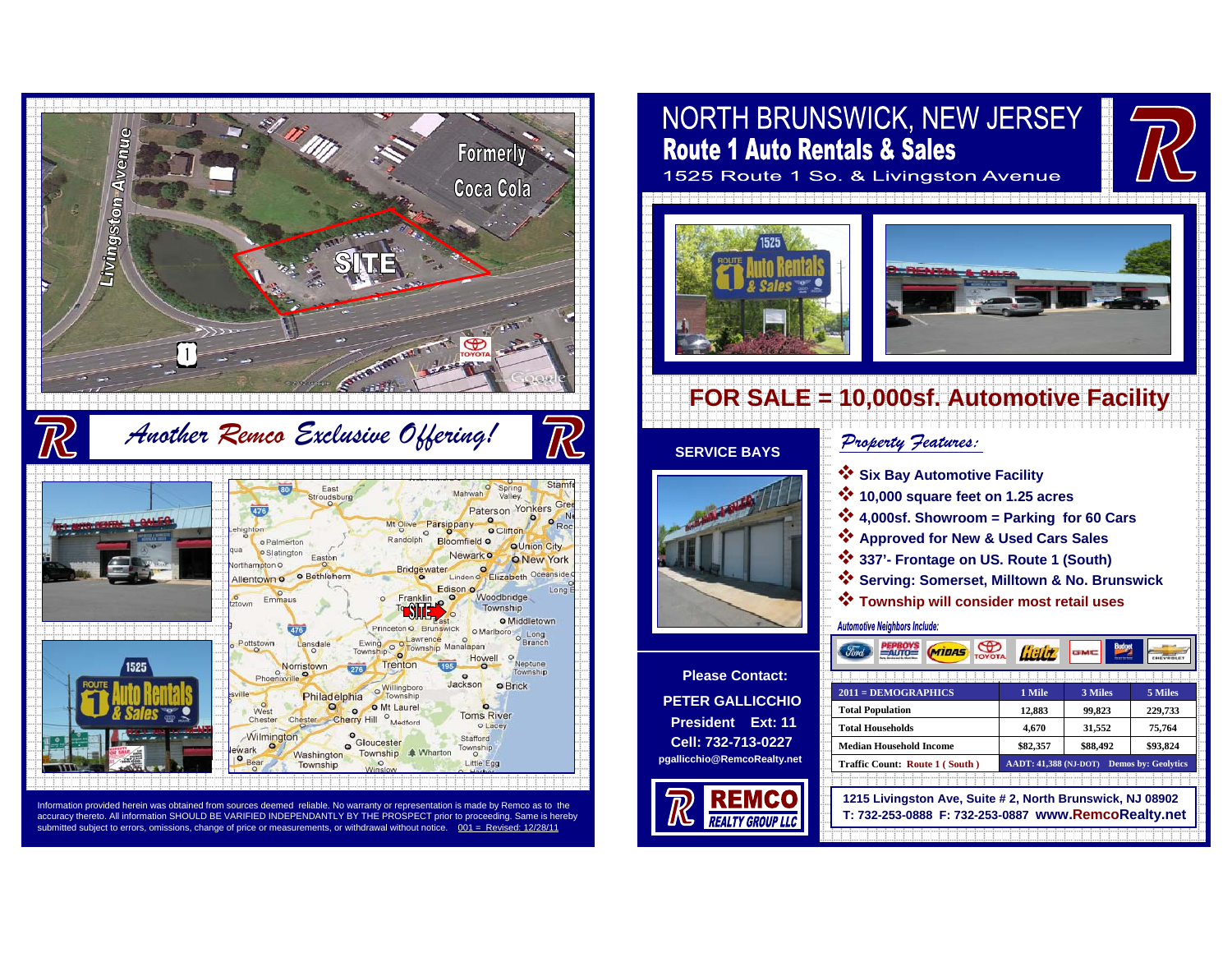# NORTH BRUNSWICK, NEW JERSEY

## Route 1 Auto Rentals & Sales

1525 Route 1 So. & Livingston Avenue

## FOR SALE = 10,000sf. Automotive Facility

*Another Remco Exclusive Offering!*

### SERVICE BAYS

### *Property Features:*

- Six Bay Automotive Facility
- 10,000 square feet on 1.25 acres
- 4,000sf. Showroom = Parking for 60 Cars
- Approved for New & Used Cars Sales
- 337'- Frontage on US. Route 1 (South)
- Serving: Somerset, Milltown & No. Brunswick
- Township will consider most retail uses

*Automotive Neighbors Include:*

| 2011 = DEMOGRAPHICS | 1 Mile | 3 Miles | 5 Miles |
|---|---|---|---|
| Total Population | 12,883 | 99,823 | 229,733 |
| Total Households | 4,670 | 31,552 | 75,764 |
| Median Household Income | $82,357 | $88,492 | $93,824 |
| Traffic Count: Route 1 ( South ) | AADT: 41,388 (NJ-DOT) | Demos by: Geolytics | |

**Please Contact:**

**PETER GALLICCHIO**
**President Ext: 11**
**Cell: 732-713-0227**
**pgallicchio@RemcoRealty.net**

REMCO REALTY GROUP LLC

1215 Livingston Ave, Suite # 2, North Brunswick, NJ 08902
T: 732-253-0888 F: 732-253-0887 www.RemcoRealty.net

Information provided herein was obtained from sources deemed reliable. No warranty or representation is made by Remco as to the accuracy thereto. All information SHOULD BE VARIFIED INDEPENDANTLY BY THE PROSPECT prior to proceeding. Same is hereby submitted subject to errors, omissions, change of price or measurements, or withdrawal without notice. 001 = Revised: 12/28/11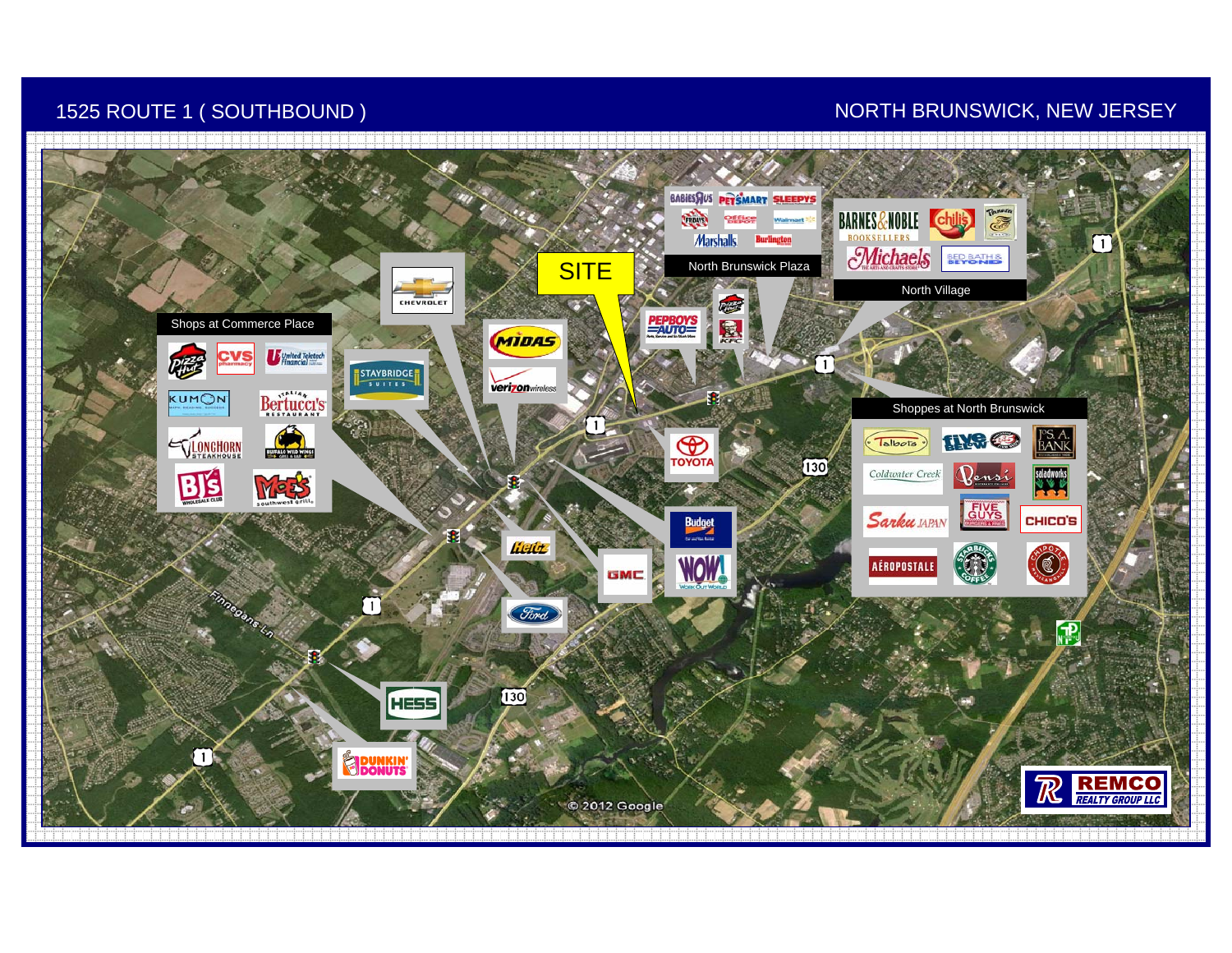# 1525 ROUTE 1 ( SOUTHBOUND )

# NORTH BRUNSWICK, NEW JERSEY

SITE

Shops at Commerce Place

North Brunswick Plaza

North Village

Shoppes at North Brunswick

Finnegans Ln

© 2012 Google

REMCO REALTY GROUP LLC